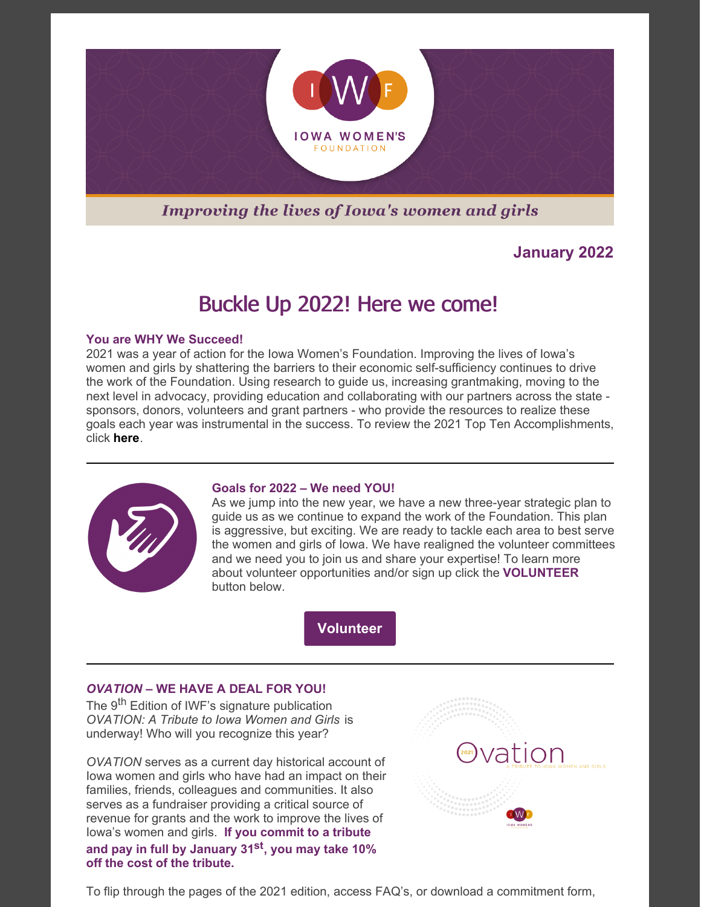IOWA WOMEN'S FOUNDATION

*Improving the lives of Iowa's women and girls*

**January 2022**

# Buckle Up 2022! Here we come!

**You are WHY We Succeed!**

2021 was a year of action for the Iowa Women's Foundation. Improving the lives of Iowa's women and girls by shattering the barriers to their economic self-sufficiency continues to drive the work of the Foundation. Using research to guide us, increasing grantmaking, moving to the next level in advocacy, providing education and collaborating with our partners across the state - sponsors, donors, volunteers and grant partners - who provide the resources to realize these goals each year was instrumental in the success. To review the 2021 Top Ten Accomplishments, click **here**.

---

**Goals for 2022 – We need YOU!**

As we jump into the new year, we have a new three-year strategic plan to guide us as we continue to expand the work of the Foundation. This plan is aggressive, but exciting. We are ready to tackle each area to best serve the women and girls of Iowa. We have realigned the volunteer committees and we need you to join us and share your expertise! To learn more about volunteer opportunities and/or sign up click the **VOLUNTEER** button below.

**Volunteer**

---

***OVATION* – WE HAVE A DEAL FOR YOU!**

The 9th Edition of IWF's signature publication *OVATION: A Tribute to Iowa Women and Girls* is underway! Who will you recognize this year?

*OVATION* serves as a current day historical account of Iowa women and girls who have had an impact on their families, friends, colleagues and communities. It also serves as a fundraiser providing a critical source of revenue for grants and the work to improve the lives of Iowa's women and girls. **If you commit to a tribute and pay in full by January 31st, you may take 10% off the cost of the tribute.**

To flip through the pages of the 2021 edition, access FAQ's, or download a commitment form,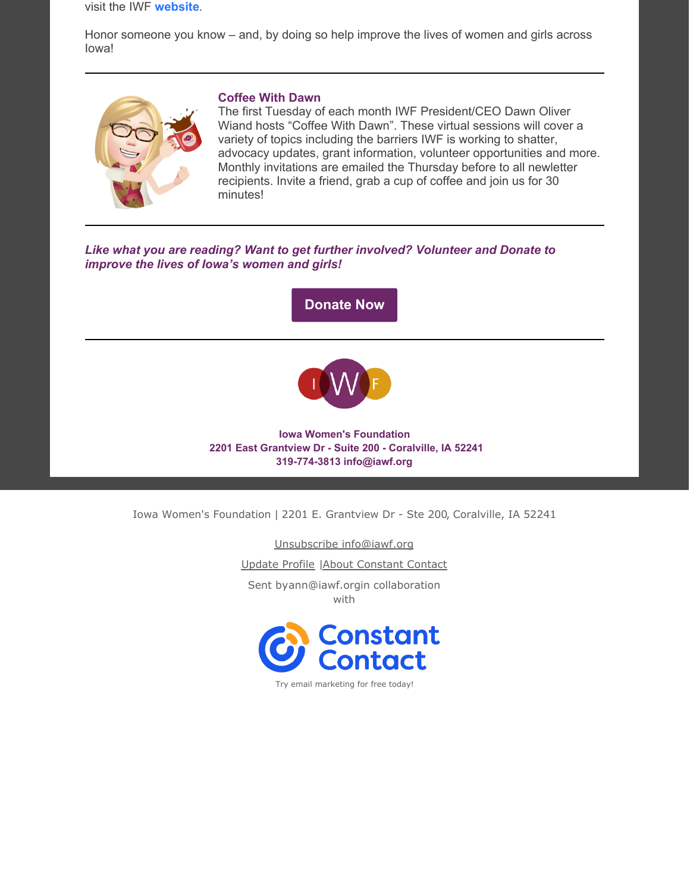visit the IWF **website**.

Honor someone you know – and, by doing so help improve the lives of women and girls across Iowa!

---

### Coffee With Dawn

The first Tuesday of each month IWF President/CEO Dawn Oliver Wiand hosts “Coffee With Dawn”. These virtual sessions will cover a variety of topics including the barriers IWF is working to shatter, advocacy updates, grant information, volunteer opportunities and more. Monthly invitations are emailed the Thursday before to all newletter recipients. Invite a friend, grab a cup of coffee and join us for 30 minutes!

---

***Like what you are reading? Want to get further involved? Volunteer and Donate to improve the lives of Iowa’s women and girls!***

**Donate Now**

---

**Iowa Women's Foundation**
**2201 East Grantview Dr - Suite 200 - Coralville, IA 52241**
**319-774-3813 info@iawf.org**

Iowa Women's Foundation | 2201 E. Grantview Dr - Ste 200, Coralville, IA 52241

Unsubscribe info@iawf.org

Update Profile |About Constant Contact

Sent byann@iawf.orgin collaboration with

Constant Contact

Try email marketing for free today!